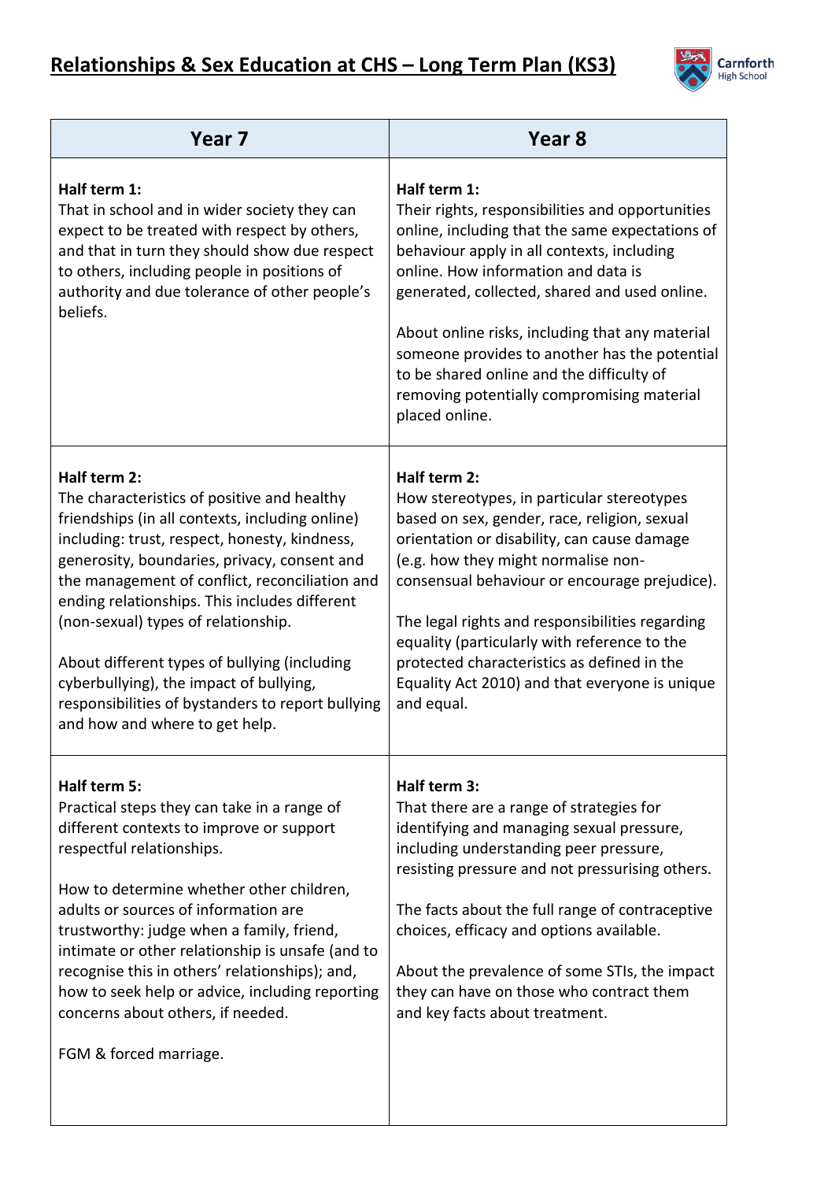# Relationships & Sex Education at CHS – Long Term Plan (KS3)

| Year 7 | Year 8 |
| --- | --- |
| **Half term 1:**<br>That in school and in wider society they can expect to be treated with respect by others, and that in turn they should show due respect to others, including people in positions of authority and due tolerance of other people's beliefs. | **Half term 1:**<br>Their rights, responsibilities and opportunities online, including that the same expectations of behaviour apply in all contexts, including online. How information and data is generated, collected, shared and used online.<br><br>About online risks, including that any material someone provides to another has the potential to be shared online and the difficulty of removing potentially compromising material placed online. |
| **Half term 2:**<br>The characteristics of positive and healthy friendships (in all contexts, including online) including: trust, respect, honesty, kindness, generosity, boundaries, privacy, consent and the management of conflict, reconciliation and ending relationships. This includes different (non-sexual) types of relationship.<br><br>About different types of bullying (including cyberbullying), the impact of bullying, responsibilities of bystanders to report bullying and how and where to get help. | **Half term 2:**<br>How stereotypes, in particular stereotypes based on sex, gender, race, religion, sexual orientation or disability, can cause damage (e.g. how they might normalise non-consensual behaviour or encourage prejudice).<br><br>The legal rights and responsibilities regarding equality (particularly with reference to the protected characteristics as defined in the Equality Act 2010) and that everyone is unique and equal. |
| **Half term 5:**<br>Practical steps they can take in a range of different contexts to improve or support respectful relationships.<br><br>How to determine whether other children, adults or sources of information are trustworthy: judge when a family, friend, intimate or other relationship is unsafe (and to recognise this in others' relationships); and, how to seek help or advice, including reporting concerns about others, if needed.<br><br>FGM & forced marriage. | **Half term 3:**<br>That there are a range of strategies for identifying and managing sexual pressure, including understanding peer pressure, resisting pressure and not pressurising others.<br><br>The facts about the full range of contraceptive choices, efficacy and options available.<br><br>About the prevalence of some STIs, the impact they can have on those who contract them and key facts about treatment. |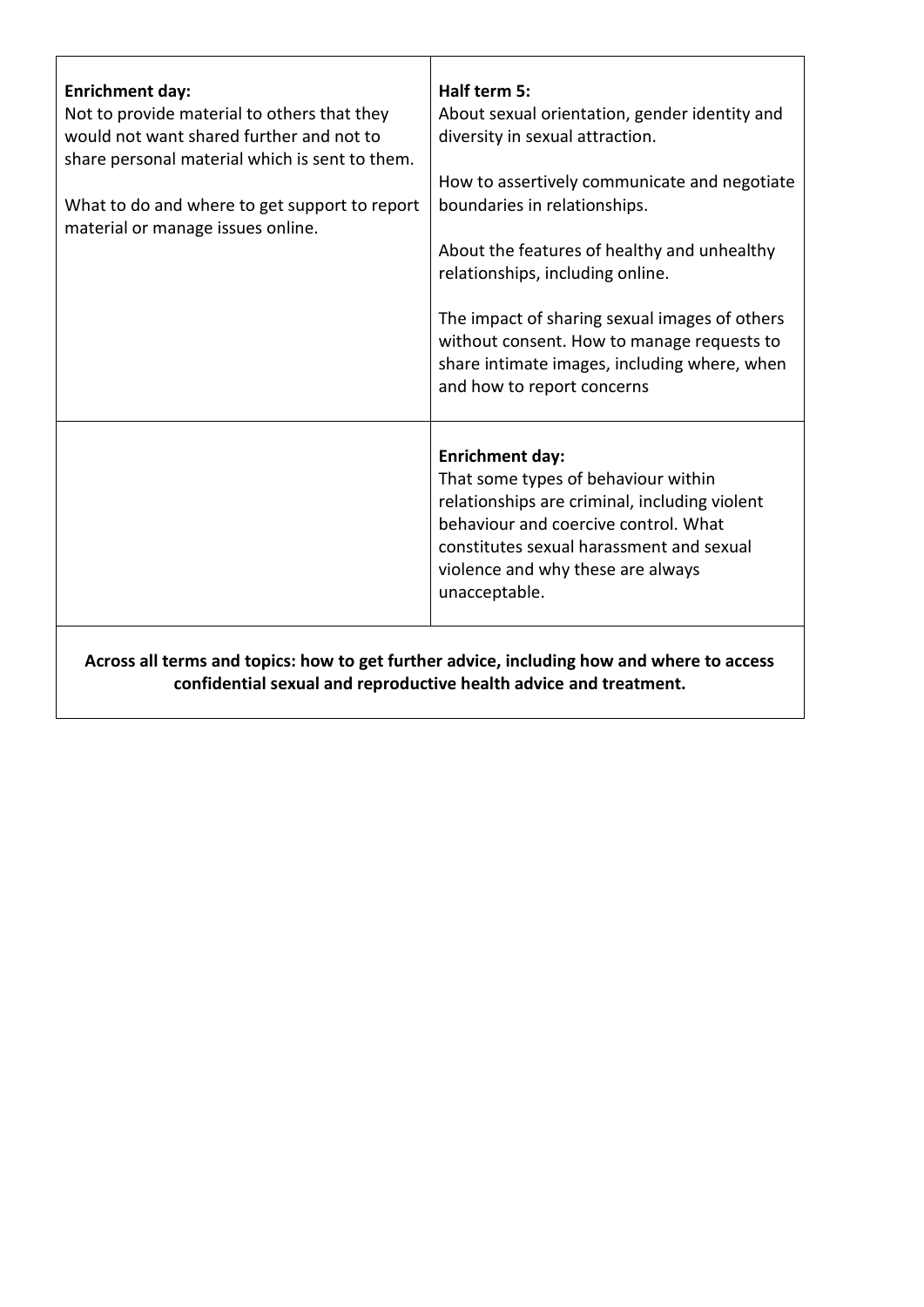| | |
|---|---|
| **Enrichment day:**<br>Not to provide material to others that they would not want shared further and not to share personal material which is sent to them.<br><br>What to do and where to get support to report material or manage issues online. | **Half term 5:**<br>About sexual orientation, gender identity and diversity in sexual attraction.<br><br>How to assertively communicate and negotiate boundaries in relationships.<br><br>About the features of healthy and unhealthy relationships, including online.<br><br>The impact of sharing sexual images of others without consent. How to manage requests to share intimate images, including where, when and how to report concerns |
| | **Enrichment day:**<br>That some types of behaviour within relationships are criminal, including violent behaviour and coercive control. What constitutes sexual harassment and sexual violence and why these are always unacceptable. |
| **Across all terms and topics: how to get further advice, including how and where to access confidential sexual and reproductive health advice and treatment.** | |